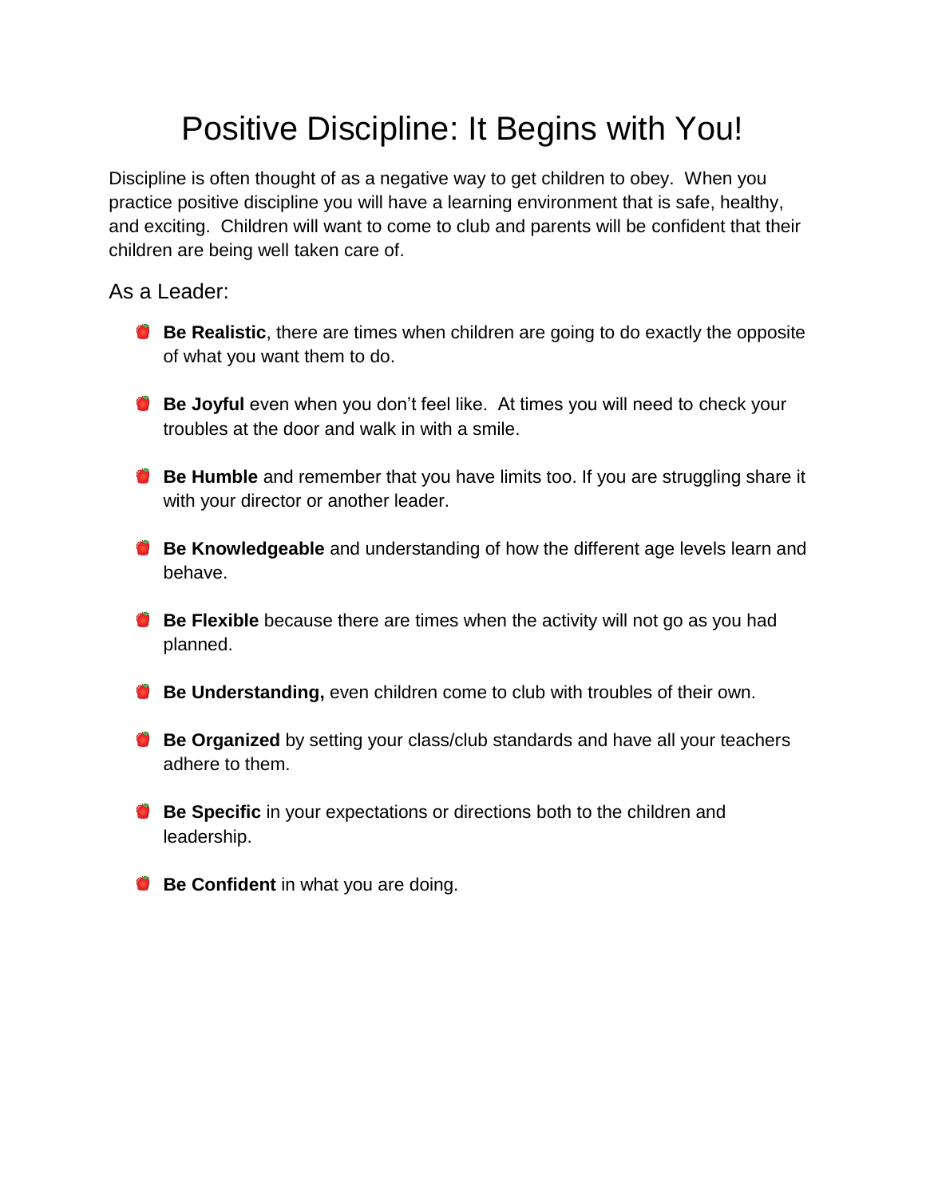# Positive Discipline: It Begins with You!

Discipline is often thought of as a negative way to get children to obey. When you practice positive discipline you will have a learning environment that is safe, healthy, and exciting. Children will want to come to club and parents will be confident that their children are being well taken care of.

## As a Leader:

- **Be Realistic**, there are times when children are going to do exactly the opposite of what you want them to do.
- **Be Joyful** even when you don't feel like. At times you will need to check your troubles at the door and walk in with a smile.
- **Be Humble** and remember that you have limits too. If you are struggling share it with your director or another leader.
- **Be Knowledgeable** and understanding of how the different age levels learn and behave.
- **Be Flexible** because there are times when the activity will not go as you had planned.
- **Be Understanding,** even children come to club with troubles of their own.
- **Be Organized** by setting your class/club standards and have all your teachers adhere to them.
- **Be Specific** in your expectations or directions both to the children and leadership.
- **Be Confident** in what you are doing.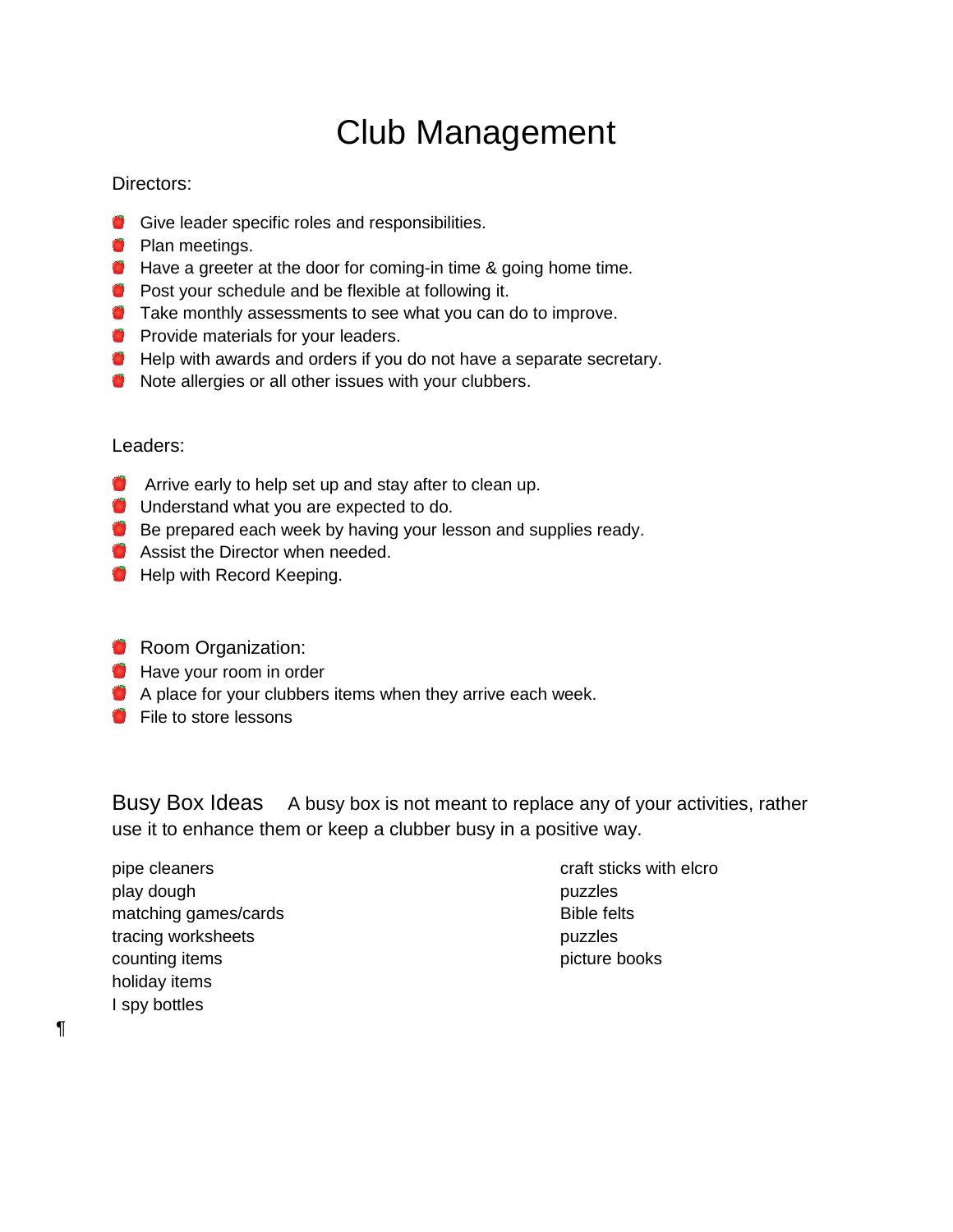# Club Management

Directors:

- Give leader specific roles and responsibilities.
- Plan meetings.
- Have a greeter at the door for coming-in time & going home time.
- Post your schedule and be flexible at following it.
- Take monthly assessments to see what you can do to improve.
- Provide materials for your leaders.
- Help with awards and orders if you do not have a separate secretary.
- Note allergies or all other issues with your clubbers.

Leaders:

- Arrive early to help set up and stay after to clean up.
- Understand what you are expected to do.
- Be prepared each week by having your lesson and supplies ready.
- Assist the Director when needed.
- Help with Record Keeping.

- Room Organization:
- Have your room in order
- A place for your clubbers items when they arrive each week.
- File to store lessons

Busy Box Ideas    A busy box is not meant to replace any of your activities, rather use it to enhance them or keep a clubber busy in a positive way.

pipe cleaners
play dough
matching games/cards
tracing worksheets
counting items
holiday items
I spy bottles
craft sticks with elcro
puzzles
Bible felts
puzzles
picture books